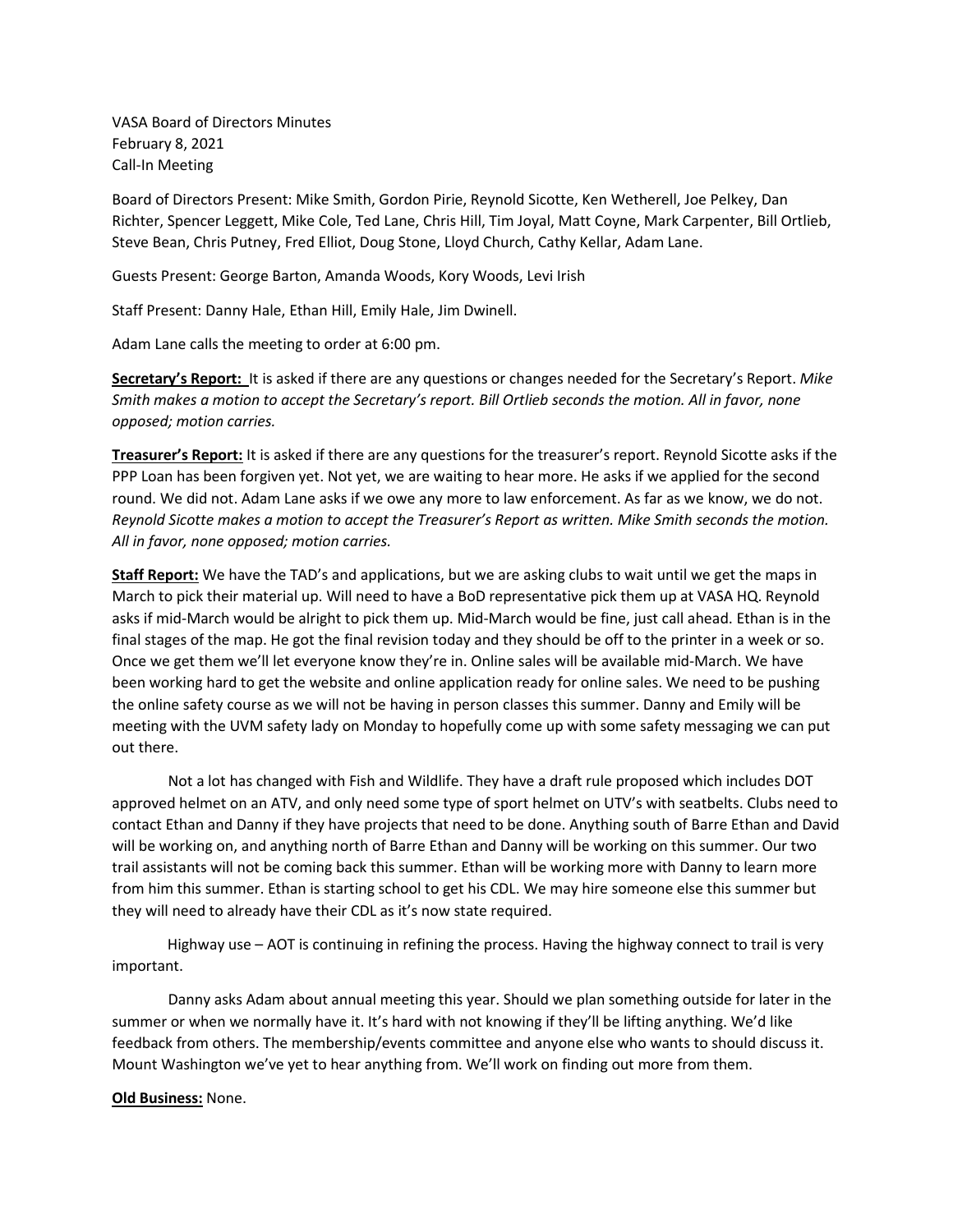VASA Board of Directors Minutes
February 8, 2021
Call-In Meeting

Board of Directors Present: Mike Smith, Gordon Pirie, Reynold Sicotte, Ken Wetherell, Joe Pelkey, Dan Richter, Spencer Leggett, Mike Cole, Ted Lane, Chris Hill, Tim Joyal, Matt Coyne, Mark Carpenter, Bill Ortlieb, Steve Bean, Chris Putney, Fred Elliot, Doug Stone, Lloyd Church, Cathy Kellar, Adam Lane.

Guests Present: George Barton, Amanda Woods, Kory Woods, Levi Irish

Staff Present: Danny Hale, Ethan Hill, Emily Hale, Jim Dwinell.

Adam Lane calls the meeting to order at 6:00 pm.

**Secretary's Report:** It is asked if there are any questions or changes needed for the Secretary's Report. *Mike Smith makes a motion to accept the Secretary's report. Bill Ortlieb seconds the motion. All in favor, none opposed; motion carries.*

**Treasurer's Report:** It is asked if there are any questions for the treasurer's report. Reynold Sicotte asks if the PPP Loan has been forgiven yet. Not yet, we are waiting to hear more. He asks if we applied for the second round. We did not. Adam Lane asks if we owe any more to law enforcement. As far as we know, we do not. *Reynold Sicotte makes a motion to accept the Treasurer's Report as written. Mike Smith seconds the motion. All in favor, none opposed; motion carries.*

**Staff Report:** We have the TAD's and applications, but we are asking clubs to wait until we get the maps in March to pick their material up. Will need to have a BoD representative pick them up at VASA HQ. Reynold asks if mid-March would be alright to pick them up. Mid-March would be fine, just call ahead. Ethan is in the final stages of the map. He got the final revision today and they should be off to the printer in a week or so. Once we get them we'll let everyone know they're in. Online sales will be available mid-March. We have been working hard to get the website and online application ready for online sales. We need to be pushing the online safety course as we will not be having in person classes this summer. Danny and Emily will be meeting with the UVM safety lady on Monday to hopefully come up with some safety messaging we can put out there.

Not a lot has changed with Fish and Wildlife. They have a draft rule proposed which includes DOT approved helmet on an ATV, and only need some type of sport helmet on UTV's with seatbelts. Clubs need to contact Ethan and Danny if they have projects that need to be done. Anything south of Barre Ethan and David will be working on, and anything north of Barre Ethan and Danny will be working on this summer. Our two trail assistants will not be coming back this summer. Ethan will be working more with Danny to learn more from him this summer. Ethan is starting school to get his CDL. We may hire someone else this summer but they will need to already have their CDL as it's now state required.

Highway use – AOT is continuing in refining the process. Having the highway connect to trail is very important.

Danny asks Adam about annual meeting this year. Should we plan something outside for later in the summer or when we normally have it. It's hard with not knowing if they'll be lifting anything. We'd like feedback from others. The membership/events committee and anyone else who wants to should discuss it. Mount Washington we've yet to hear anything from. We'll work on finding out more from them.

**Old Business:** None.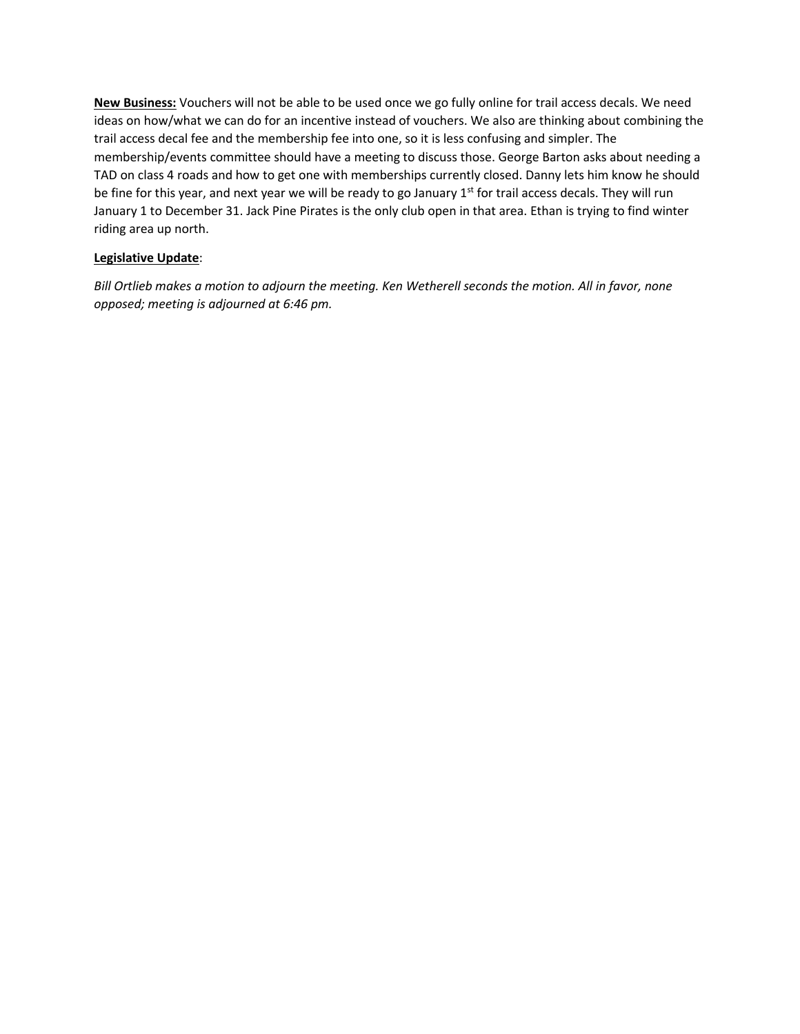**New Business:** Vouchers will not be able to be used once we go fully online for trail access decals. We need ideas on how/what we can do for an incentive instead of vouchers. We also are thinking about combining the trail access decal fee and the membership fee into one, so it is less confusing and simpler. The membership/events committee should have a meeting to discuss those. George Barton asks about needing a TAD on class 4 roads and how to get one with memberships currently closed. Danny lets him know he should be fine for this year, and next year we will be ready to go January 1st for trail access decals. They will run January 1 to December 31. Jack Pine Pirates is the only club open in that area. Ethan is trying to find winter riding area up north.

**Legislative Update**:

*Bill Ortlieb makes a motion to adjourn the meeting. Ken Wetherell seconds the motion. All in favor, none opposed; meeting is adjourned at 6:46 pm.*